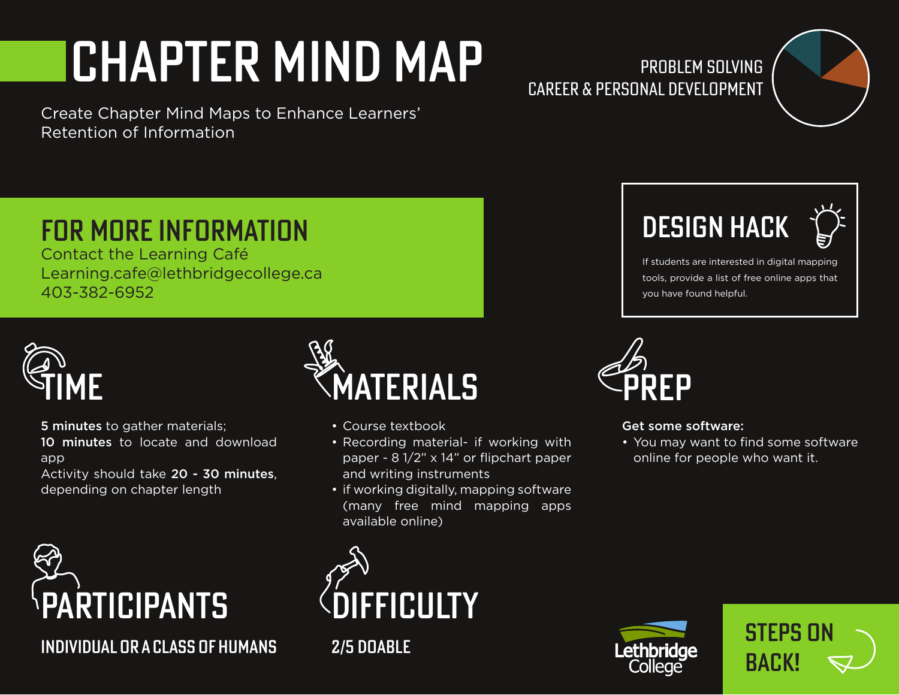# CHAPTER MIND MAP

Create Chapter Mind Maps to Enhance Learners' Retention of Information

PROBLEM SOLVING
CAREER & PERSONAL DEVELOPMENT

## FOR MORE INFORMATION

Contact the Learning Café
Learning.cafe@lethbridgecollege.ca
403-382-6952

## DESIGN HACK

If students are interested in digital mapping tools, provide a list of free online apps that you have found helpful.

## TIME

**5 minutes** to gather materials;
**10 minutes** to locate and download app
Activity should take **20 - 30 minutes**, depending on chapter length

## MATERIALS

- Course textbook
- Recording material- if working with paper - 8 1/2" x 14" or flipchart paper and writing instruments
- if working digitally, mapping software (many free mind mapping apps available online)

## PREP

**Get some software:**

- You may want to find some software online for people who want it.

## PARTICIPANTS

INDIVIDUAL OR A CLASS OF HUMANS

## DIFFICULTY

2/5 DOABLE

Lethbridge College

STEPS ON BACK!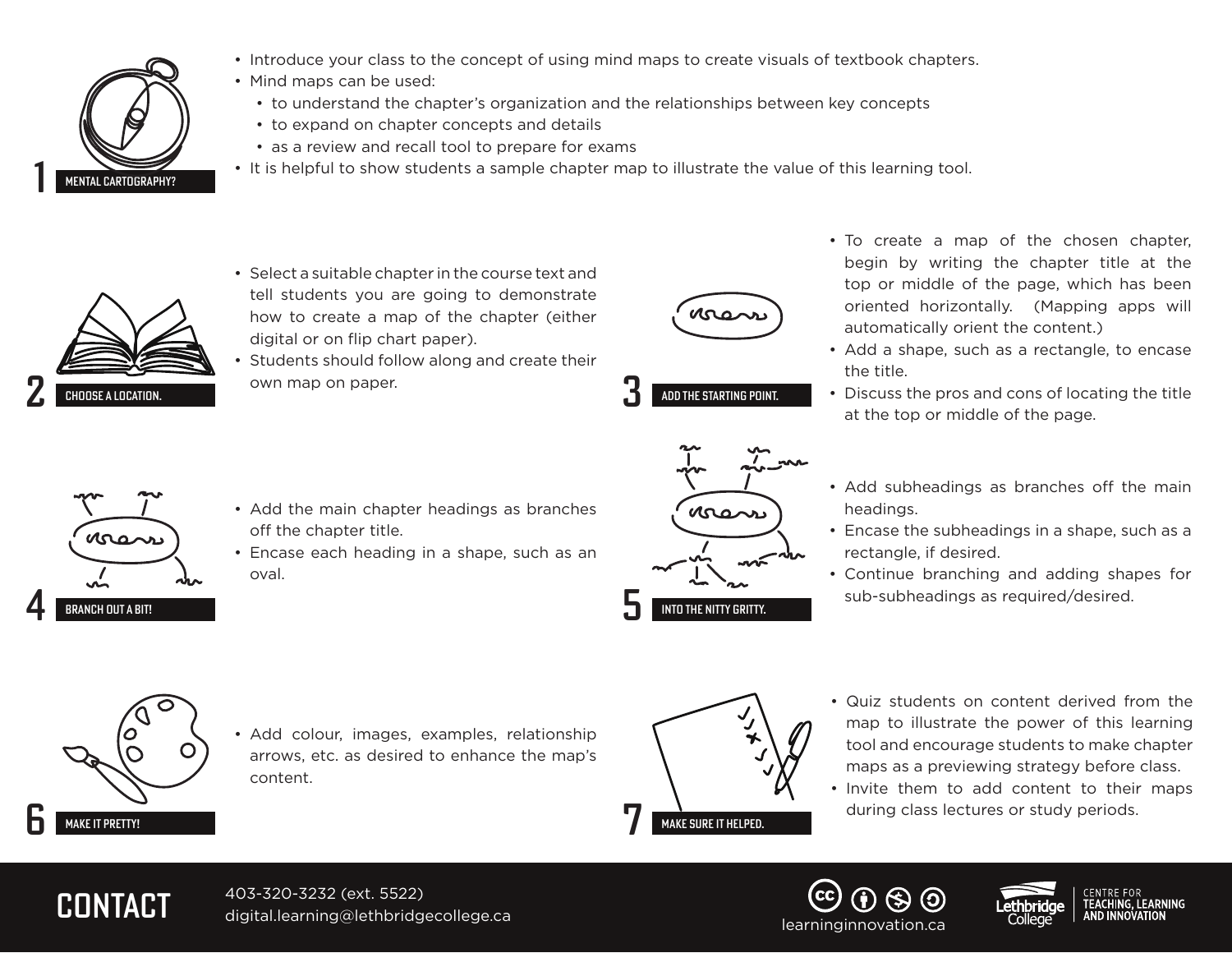## 1 MENTAL CARTOGRAPHY?

- Introduce your class to the concept of using mind maps to create visuals of textbook chapters.
- Mind maps can be used:
  - to understand the chapter's organization and the relationships between key concepts
  - to expand on chapter concepts and details
  - as a review and recall tool to prepare for exams
- It is helpful to show students a sample chapter map to illustrate the value of this learning tool.

## 2 CHOOSE A LOCATION.

- Select a suitable chapter in the course text and tell students you are going to demonstrate how to create a map of the chapter (either digital or on flip chart paper).
- Students should follow along and create their own map on paper.

## 3 ADD THE STARTING POINT.

- To create a map of the chosen chapter, begin by writing the chapter title at the top or middle of the page, which has been oriented horizontally. (Mapping apps will automatically orient the content.)
- Add a shape, such as a rectangle, to encase the title.
- Discuss the pros and cons of locating the title at the top or middle of the page.

## 4 BRANCH OUT A BIT!

- Add the main chapter headings as branches off the chapter title.
- Encase each heading in a shape, such as an oval.

## 5 INTO THE NITTY GRITTY.

- Add subheadings as branches off the main headings.
- Encase the subheadings in a shape, such as a rectangle, if desired.
- Continue branching and adding shapes for sub-subheadings as required/desired.

## 6 MAKE IT PRETTY!

- Add colour, images, examples, relationship arrows, etc. as desired to enhance the map's content.

## 7 MAKE SURE IT HELPED.

- Quiz students on content derived from the map to illustrate the power of this learning tool and encourage students to make chapter maps as a previewing strategy before class.
- Invite them to add content to their maps during class lectures or study periods.

## CONTACT

403-320-3232 (ext. 5522)
digital.learning@lethbridgecollege.ca

learninginnovation.ca

Lethbridge College
CENTRE FOR TEACHING, LEARNING AND INNOVATION